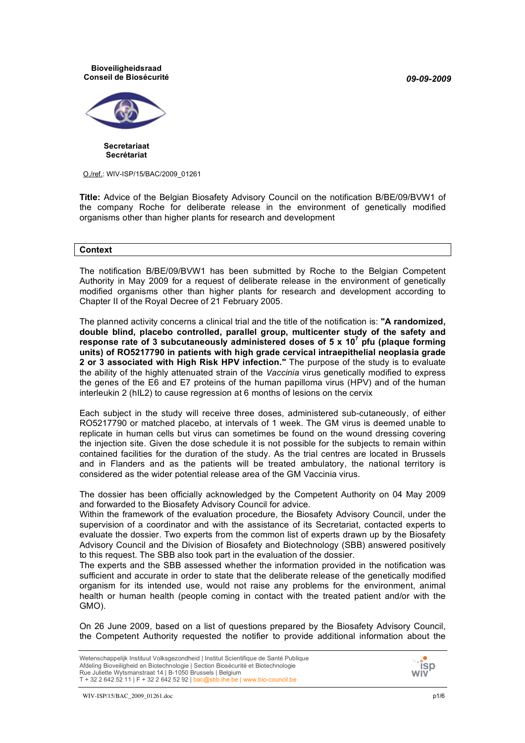**Bioveiligheidsraad**
**Conseil de Biosécurité**

*09-09-2009*

**Secretariaat**
**Secrétariat**

O./ref.: WIV-ISP/15/BAC/2009_01261

**Title:** Advice of the Belgian Biosafety Advisory Council on the notification B/BE/09/BVW1 of the company Roche for deliberate release in the environment of genetically modified organisms other than higher plants for research and development

## Context

The notification B/BE/09/BVW1 has been submitted by Roche to the Belgian Competent Authority in May 2009 for a request of deliberate release in the environment of genetically modified organisms other than higher plants for research and development according to Chapter II of the Royal Decree of 21 February 2005.

The planned activity concerns a clinical trial and the title of the notification is: **"A randomized, double blind, placebo controlled, parallel group, multicenter study of the safety and response rate of 3 subcutaneously administered doses of 5 x $10^7$ pfu (plaque forming units) of RO5217790 in patients with high grade cervical intraepithelial neoplasia grade 2 or 3 associated with High Risk HPV infection."** The purpose of the study is to evaluate the ability of the highly attenuated strain of the *Vaccinia* virus genetically modified to express the genes of the E6 and E7 proteins of the human papilloma virus (HPV) and of the human interleukin 2 (hIL2) to cause regression at 6 months of lesions on the cervix

Each subject in the study will receive three doses, administered sub-cutaneously, of either RO5217790 or matched placebo, at intervals of 1 week. The GM virus is deemed unable to replicate in human cells but virus can sometimes be found on the wound dressing covering the injection site. Given the dose schedule it is not possible for the subjects to remain within contained facilities for the duration of the study. As the trial centres are located in Brussels and in Flanders and as the patients will be treated ambulatory, the national territory is considered as the wider potential release area of the GM Vaccinia virus.

The dossier has been officially acknowledged by the Competent Authority on 04 May 2009 and forwarded to the Biosafety Advisory Council for advice.
Within the framework of the evaluation procedure, the Biosafety Advisory Council, under the supervision of a coordinator and with the assistance of its Secretariat, contacted experts to evaluate the dossier. Two experts from the common list of experts drawn up by the Biosafety Advisory Council and the Division of Biosafety and Biotechnology (SBB) answered positively to this request. The SBB also took part in the evaluation of the dossier.
The experts and the SBB assessed whether the information provided in the notification was sufficient and accurate in order to state that the deliberate release of the genetically modified organism for its intended use, would not raise any problems for the environment, animal health or human health (people coming in contact with the treated patient and/or with the GMO).

On 26 June 2009, based on a list of questions prepared by the Biosafety Advisory Council, the Competent Authority requested the notifier to provide additional information about the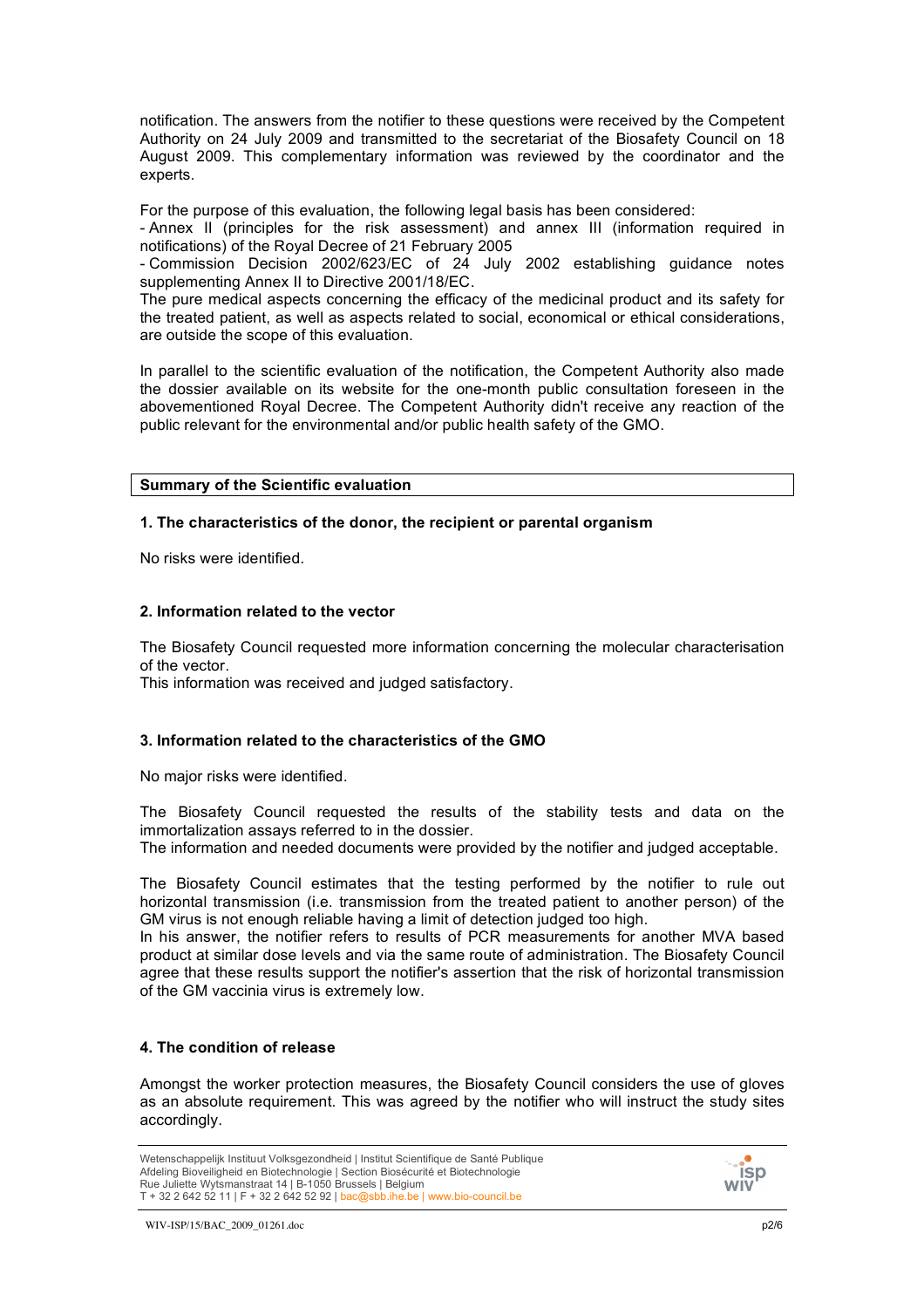notification. The answers from the notifier to these questions were received by the Competent Authority on 24 July 2009 and transmitted to the secretariat of the Biosafety Council on 18 August 2009. This complementary information was reviewed by the coordinator and the experts.

For the purpose of this evaluation, the following legal basis has been considered:

- Annex II (principles for the risk assessment) and annex III (information required in notifications) of the Royal Decree of 21 February 2005
- Commission Decision 2002/623/EC of 24 July 2002 establishing guidance notes supplementing Annex II to Directive 2001/18/EC.

The pure medical aspects concerning the efficacy of the medicinal product and its safety for the treated patient, as well as aspects related to social, economical or ethical considerations, are outside the scope of this evaluation.

In parallel to the scientific evaluation of the notification, the Competent Authority also made the dossier available on its website for the one-month public consultation foreseen in the abovementioned Royal Decree. The Competent Authority didn't receive any reaction of the public relevant for the environmental and/or public health safety of the GMO.

## Summary of the Scientific evaluation

### 1. The characteristics of the donor, the recipient or parental organism

No risks were identified.

### 2. Information related to the vector

The Biosafety Council requested more information concerning the molecular characterisation of the vector.
This information was received and judged satisfactory.

### 3. Information related to the characteristics of the GMO

No major risks were identified.

The Biosafety Council requested the results of the stability tests and data on the immortalization assays referred to in the dossier.
The information and needed documents were provided by the notifier and judged acceptable.

The Biosafety Council estimates that the testing performed by the notifier to rule out horizontal transmission (i.e. transmission from the treated patient to another person) of the GM virus is not enough reliable having a limit of detection judged too high.
In his answer, the notifier refers to results of PCR measurements for another MVA based product at similar dose levels and via the same route of administration. The Biosafety Council agree that these results support the notifier's assertion that the risk of horizontal transmission of the GM vaccinia virus is extremely low.

### 4. The condition of release

Amongst the worker protection measures, the Biosafety Council considers the use of gloves as an absolute requirement. This was agreed by the notifier who will instruct the study sites accordingly.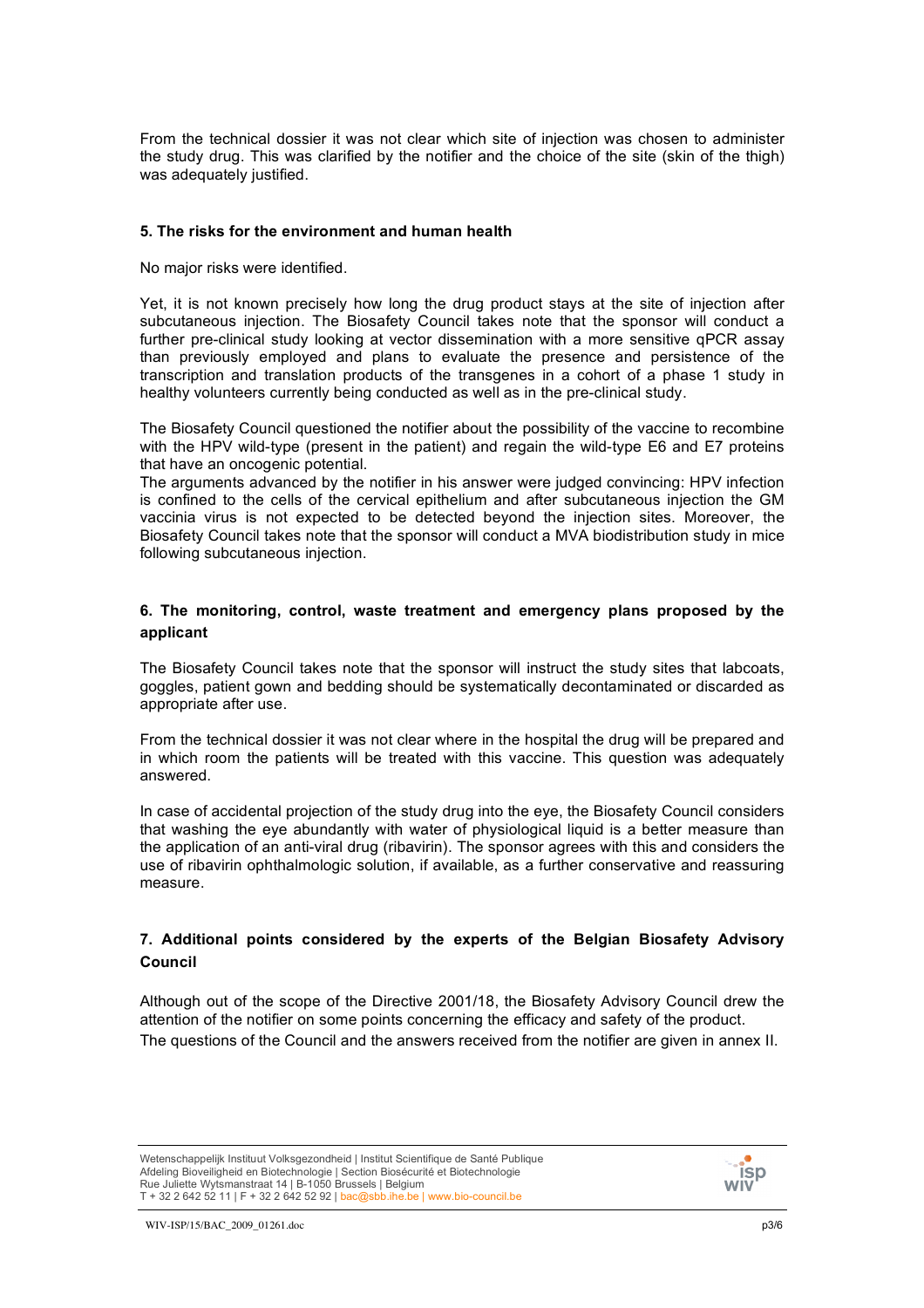From the technical dossier it was not clear which site of injection was chosen to administer the study drug. This was clarified by the notifier and the choice of the site (skin of the thigh) was adequately justified.

## 5. The risks for the environment and human health

No major risks were identified.

Yet, it is not known precisely how long the drug product stays at the site of injection after subcutaneous injection. The Biosafety Council takes note that the sponsor will conduct a further pre-clinical study looking at vector dissemination with a more sensitive qPCR assay than previously employed and plans to evaluate the presence and persistence of the transcription and translation products of the transgenes in a cohort of a phase 1 study in healthy volunteers currently being conducted as well as in the pre-clinical study.

The Biosafety Council questioned the notifier about the possibility of the vaccine to recombine with the HPV wild-type (present in the patient) and regain the wild-type E6 and E7 proteins that have an oncogenic potential.

The arguments advanced by the notifier in his answer were judged convincing: HPV infection is confined to the cells of the cervical epithelium and after subcutaneous injection the GM vaccinia virus is not expected to be detected beyond the injection sites. Moreover, the Biosafety Council takes note that the sponsor will conduct a MVA biodistribution study in mice following subcutaneous injection.

## 6. The monitoring, control, waste treatment and emergency plans proposed by the applicant

The Biosafety Council takes note that the sponsor will instruct the study sites that labcoats, goggles, patient gown and bedding should be systematically decontaminated or discarded as appropriate after use.

From the technical dossier it was not clear where in the hospital the drug will be prepared and in which room the patients will be treated with this vaccine. This question was adequately answered.

In case of accidental projection of the study drug into the eye, the Biosafety Council considers that washing the eye abundantly with water of physiological liquid is a better measure than the application of an anti-viral drug (ribavirin). The sponsor agrees with this and considers the use of ribavirin ophthalmologic solution, if available, as a further conservative and reassuring measure.

## 7. Additional points considered by the experts of the Belgian Biosafety Advisory Council

Although out of the scope of the Directive 2001/18, the Biosafety Advisory Council drew the attention of the notifier on some points concerning the efficacy and safety of the product.
The questions of the Council and the answers received from the notifier are given in annex II.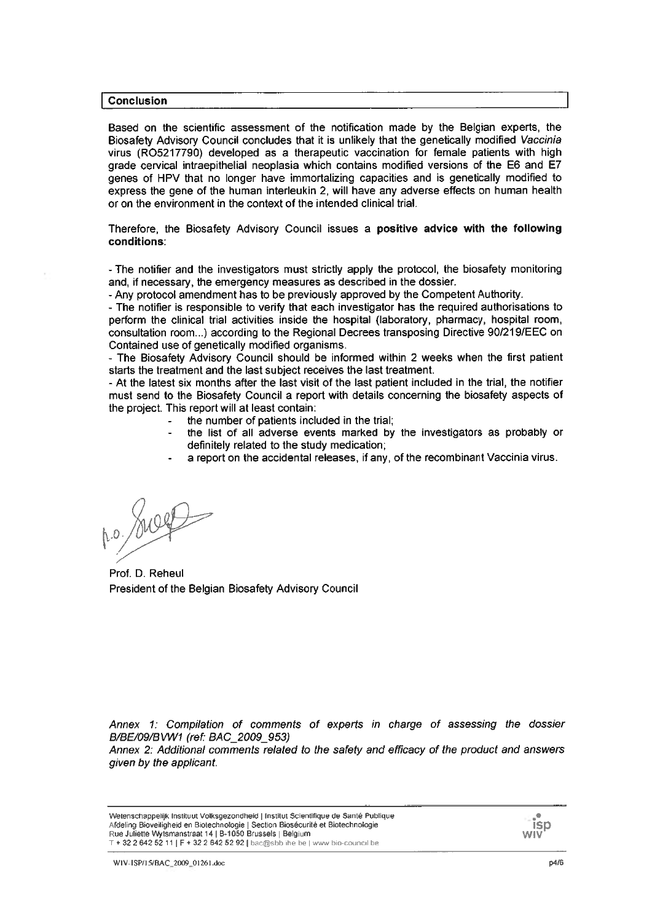## Conclusion

Based on the scientific assessment of the notification made by the Belgian experts, the Biosafety Advisory Council concludes that it is unlikely that the genetically modified *Vaccinia* virus (RO5217790) developed as a therapeutic vaccination for female patients with high grade cervical intraepithelial neoplasia which contains modified versions of the E6 and E7 genes of HPV that no longer have immortalizing capacities and is genetically modified to express the gene of the human interleukin 2, will have any adverse effects on human health or on the environment in the context of the intended clinical trial.

Therefore, the Biosafety Advisory Council issues a **positive advice with the following conditions**:

- The notifier and the investigators must strictly apply the protocol, the biosafety monitoring and, if necessary, the emergency measures as described in the dossier.
- Any protocol amendment has to be previously approved by the Competent Authority.
- The notifier is responsible to verify that each investigator has the required authorisations to perform the clinical trial activities inside the hospital (laboratory, pharmacy, hospital room, consultation room...) according to the Regional Decrees transposing Directive 90/219/EEC on Contained use of genetically modified organisms.
- The Biosafety Advisory Council should be informed within 2 weeks when the first patient starts the treatment and the last subject receives the last treatment.
- At the latest six months after the last visit of the last patient included in the trial, the notifier must send to the Biosafety Council a report with details concerning the biosafety aspects of the project. This report will at least contain:
    - the number of patients included in the trial;
    - the list of all adverse events marked by the investigators as probably or definitely related to the study medication;
    - a report on the accidental releases, if any, of the recombinant Vaccinia virus.

p.o.

Prof. D. Reheul
President of the Belgian Biosafety Advisory Council

*Annex 1: Compilation of comments of experts in charge of assessing the dossier B/BE/09/BVW1 (ref: BAC_2009_953)*
*Annex 2: Additional comments related to the safety and efficacy of the product and answers given by the applicant.*

Wetenschappelijk Instituut Volksgezondheid | Institut Scientifique de Santé Publique
Afdeling Bioveiligheid en Biotechnologie | Section Biosécurité et Biotechnologie
Rue Juliette Wytsmanstraat 14 | B-1050 Brussels | Belgium
T + 32 2 642 52 11 | F + 32 2 642 52 92 | bac@sbb.ihe.be | www.bio-council.be

WIV-ISP/15/BAC_2009_01261.doc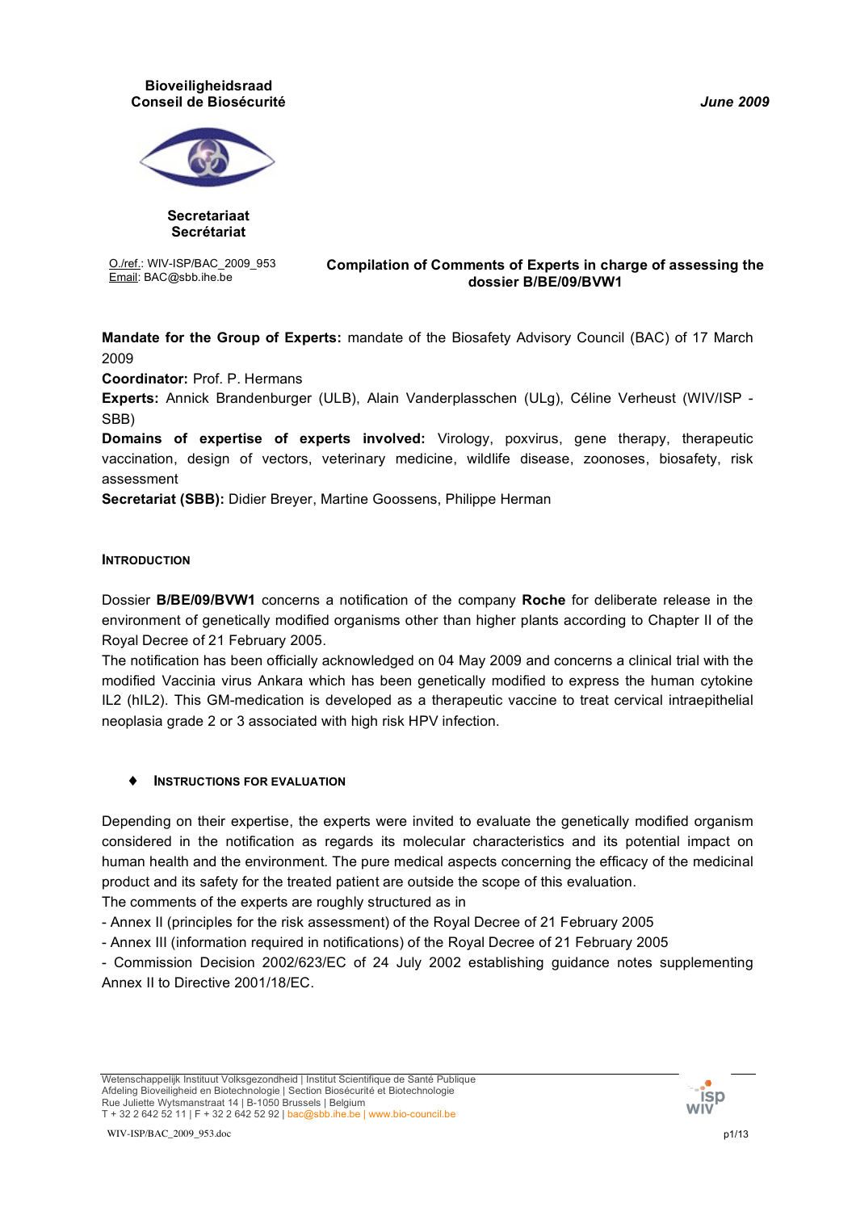**Bioveiligheidsraad**
**Conseil de Biosécurité**

*June 2009*

**Secretariaat**
**Secrétariat**

O./ref.: WIV-ISP/BAC_2009_953
Email: BAC@sbb.ihe.be

**Compilation of Comments of Experts in charge of assessing the dossier B/BE/09/BVW1**

**Mandate for the Group of Experts:** mandate of the Biosafety Advisory Council (BAC) of 17 March 2009

**Coordinator:** Prof. P. Hermans

**Experts:** Annick Brandenburger (ULB), Alain Vanderplasschen (ULg), Céline Verheust (WIV/ISP - SBB)

**Domains of expertise of experts involved:** Virology, poxvirus, gene therapy, therapeutic vaccination, design of vectors, veterinary medicine, wildlife disease, zoonoses, biosafety, risk assessment

**Secretariat (SBB):** Didier Breyer, Martine Goossens, Philippe Herman

## INTRODUCTION

Dossier **B/BE/09/BVW1** concerns a notification of the company **Roche** for deliberate release in the environment of genetically modified organisms other than higher plants according to Chapter II of the Royal Decree of 21 February 2005.

The notification has been officially acknowledged on 04 May 2009 and concerns a clinical trial with the modified Vaccinia virus Ankara which has been genetically modified to express the human cytokine IL2 (hIL2). This GM-medication is developed as a therapeutic vaccine to treat cervical intraepithelial neoplasia grade 2 or 3 associated with high risk HPV infection.

### ♦ INSTRUCTIONS FOR EVALUATION

Depending on their expertise, the experts were invited to evaluate the genetically modified organism considered in the notification as regards its molecular characteristics and its potential impact on human health and the environment. The pure medical aspects concerning the efficacy of the medicinal product and its safety for the treated patient are outside the scope of this evaluation.

The comments of the experts are roughly structured as in

- Annex II (principles for the risk assessment) of the Royal Decree of 21 February 2005
- Annex III (information required in notifications) of the Royal Decree of 21 February 2005
- Commission Decision 2002/623/EC of 24 July 2002 establishing guidance notes supplementing Annex II to Directive 2001/18/EC.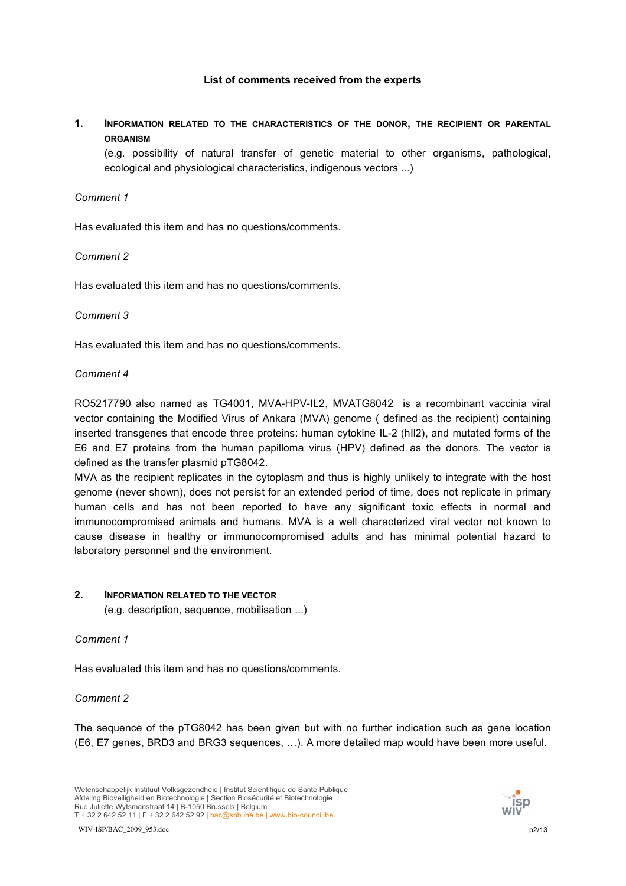**List of comments received from the experts**

## 1. Information related to the characteristics of the donor, the recipient or parental organism

(e.g. possibility of natural transfer of genetic material to other organisms, pathological, ecological and physiological characteristics, indigenous vectors ...)

*Comment 1*

Has evaluated this item and has no questions/comments.

*Comment 2*

Has evaluated this item and has no questions/comments.

*Comment 3*

Has evaluated this item and has no questions/comments.

*Comment 4*

RO5217790 also named as TG4001, MVA-HPV-IL2, MVATG8042 is a recombinant vaccinia viral vector containing the Modified Virus of Ankara (MVA) genome ( defined as the recipient) containing inserted transgenes that encode three proteins: human cytokine IL-2 (hIl2), and mutated forms of the E6 and E7 proteins from the human papilloma virus (HPV) defined as the donors. The vector is defined as the transfer plasmid pTG8042.

MVA as the recipient replicates in the cytoplasm and thus is highly unlikely to integrate with the host genome (never shown), does not persist for an extended period of time, does not replicate in primary human cells and has not been reported to have any significant toxic effects in normal and immunocompromised animals and humans. MVA is a well characterized viral vector not known to cause disease in healthy or immunocompromised adults and has minimal potential hazard to laboratory personnel and the environment.

## 2. Information related to the vector

(e.g. description, sequence, mobilisation ...)

*Comment 1*

Has evaluated this item and has no questions/comments.

*Comment 2*

The sequence of the pTG8042 has been given but with no further indication such as gene location (E6, E7 genes, BRD3 and BRG3 sequences, …). A more detailed map would have been more useful.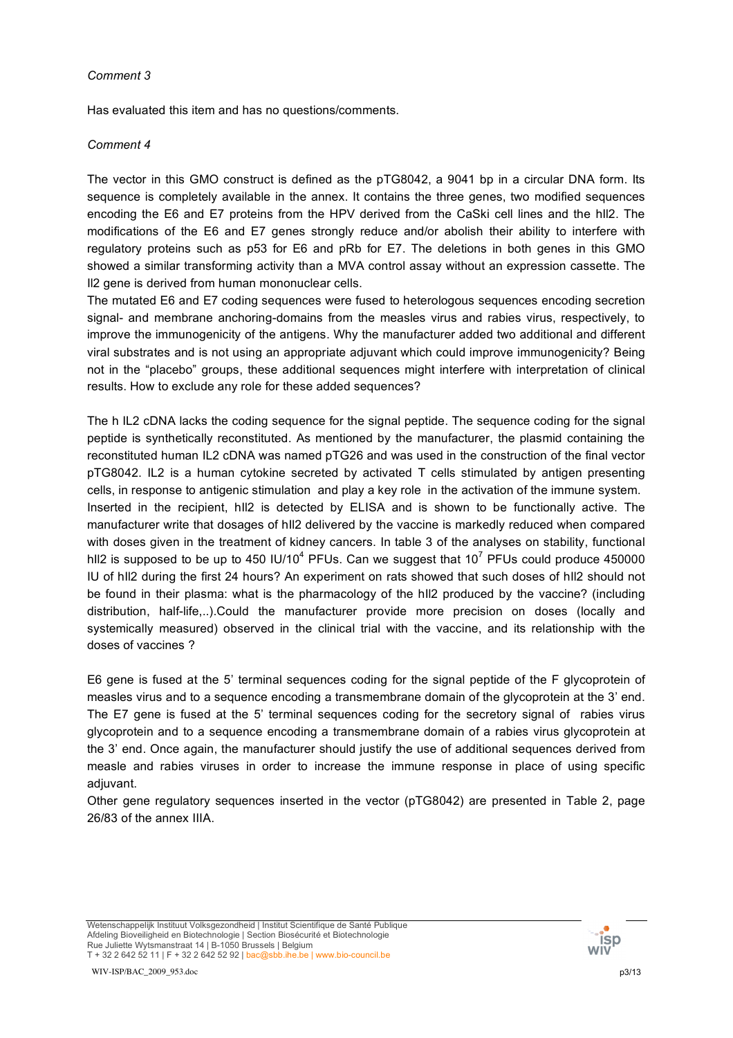*Comment 3*

Has evaluated this item and has no questions/comments.

*Comment 4*

The vector in this GMO construct is defined as the pTG8042, a 9041 bp in a circular DNA form. Its sequence is completely available in the annex. It contains the three genes, two modified sequences encoding the E6 and E7 proteins from the HPV derived from the CaSki cell lines and the hIl2. The modifications of the E6 and E7 genes strongly reduce and/or abolish their ability to interfere with regulatory proteins such as p53 for E6 and pRb for E7. The deletions in both genes in this GMO showed a similar transforming activity than a MVA control assay without an expression cassette. The Il2 gene is derived from human mononuclear cells.

The mutated E6 and E7 coding sequences were fused to heterologous sequences encoding secretion signal- and membrane anchoring-domains from the measles virus and rabies virus, respectively, to improve the immunogenicity of the antigens. Why the manufacturer added two additional and different viral substrates and is not using an appropriate adjuvant which could improve immunogenicity? Being not in the "placebo" groups, these additional sequences might interfere with interpretation of clinical results. How to exclude any role for these added sequences?

The h IL2 cDNA lacks the coding sequence for the signal peptide. The sequence coding for the signal peptide is synthetically reconstituted. As mentioned by the manufacturer, the plasmid containing the reconstituted human IL2 cDNA was named pTG26 and was used in the construction of the final vector pTG8042. IL2 is a human cytokine secreted by activated T cells stimulated by antigen presenting cells, in response to antigenic stimulation and play a key role in the activation of the immune system. Inserted in the recipient, hIl2 is detected by ELISA and is shown to be functionally active. The manufacturer write that dosages of hIl2 delivered by the vaccine is markedly reduced when compared with doses given in the treatment of kidney cancers. In table 3 of the analyses on stability, functional hIl2 is supposed to be up to 450 IU/$10^4$ PFUs. Can we suggest that $10^7$ PFUs could produce 450000 IU of hIl2 during the first 24 hours? An experiment on rats showed that such doses of hIl2 should not be found in their plasma: what is the pharmacology of the hIl2 produced by the vaccine? (including distribution, half-life,..).Could the manufacturer provide more precision on doses (locally and systemically measured) observed in the clinical trial with the vaccine, and its relationship with the doses of vaccines ?

E6 gene is fused at the 5' terminal sequences coding for the signal peptide of the F glycoprotein of measles virus and to a sequence encoding a transmembrane domain of the glycoprotein at the 3' end. The E7 gene is fused at the 5' terminal sequences coding for the secretory signal of rabies virus glycoprotein and to a sequence encoding a transmembrane domain of a rabies virus glycoprotein at the 3' end. Once again, the manufacturer should justify the use of additional sequences derived from measle and rabies viruses in order to increase the immune response in place of using specific adjuvant.

Other gene regulatory sequences inserted in the vector (pTG8042) are presented in Table 2, page 26/83 of the annex IIIA.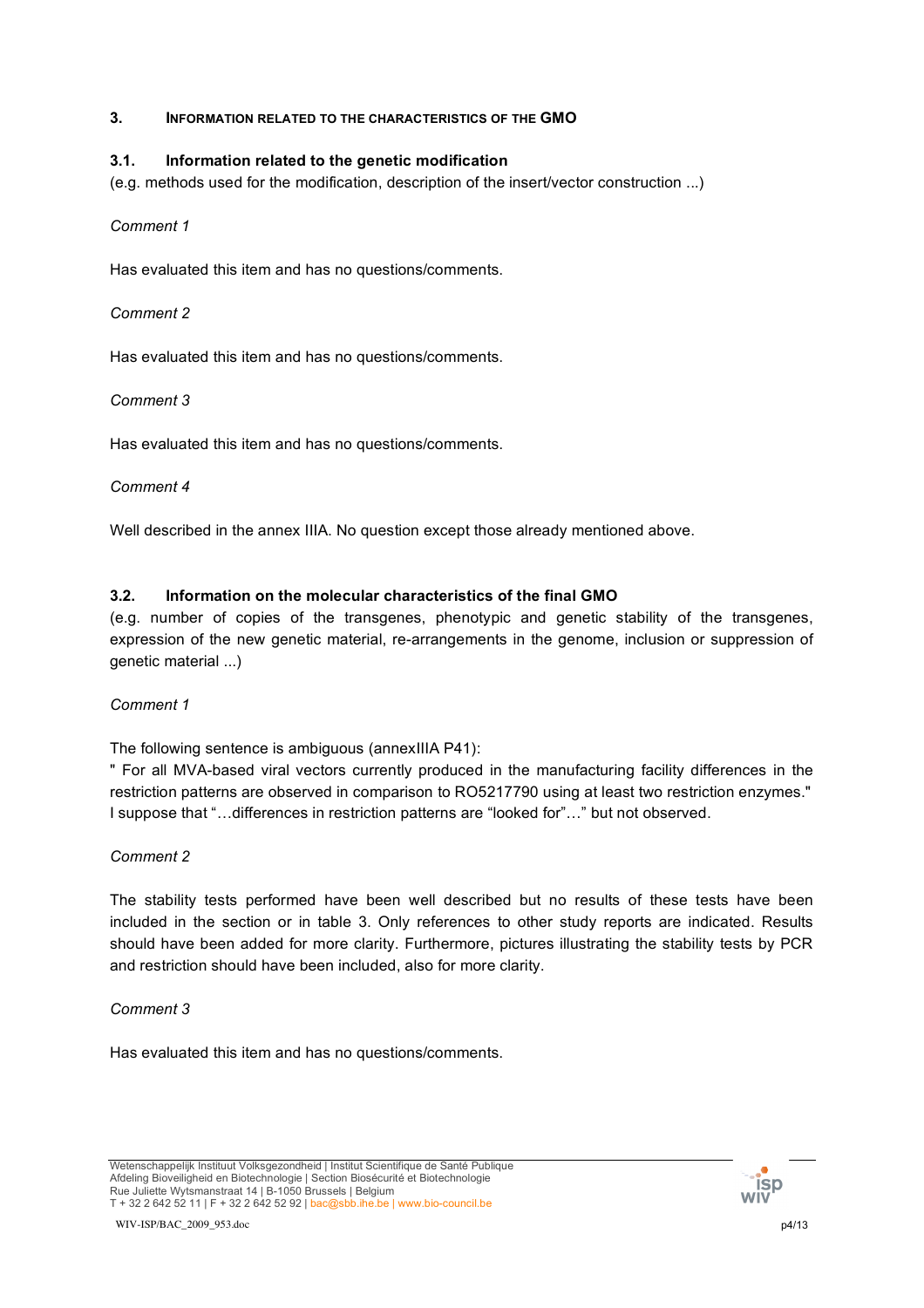## 3. INFORMATION RELATED TO THE CHARACTERISTICS OF THE GMO

### 3.1. Information related to the genetic modification

(e.g. methods used for the modification, description of the insert/vector construction ...)

*Comment 1*

Has evaluated this item and has no questions/comments.

*Comment 2*

Has evaluated this item and has no questions/comments.

*Comment 3*

Has evaluated this item and has no questions/comments.

*Comment 4*

Well described in the annex IIIA. No question except those already mentioned above.

### 3.2. Information on the molecular characteristics of the final GMO

(e.g. number of copies of the transgenes, phenotypic and genetic stability of the transgenes, expression of the new genetic material, re-arrangements in the genome, inclusion or suppression of genetic material ...)

*Comment 1*

The following sentence is ambiguous (annexIIIA P41):

" For all MVA-based viral vectors currently produced in the manufacturing facility differences in the restriction patterns are observed in comparison to RO5217790 using at least two restriction enzymes." I suppose that "…differences in restriction patterns are "looked for"…" but not observed.

*Comment 2*

The stability tests performed have been well described but no results of these tests have been included in the section or in table 3. Only references to other study reports are indicated. Results should have been added for more clarity. Furthermore, pictures illustrating the stability tests by PCR and restriction should have been included, also for more clarity.

*Comment 3*

Has evaluated this item and has no questions/comments.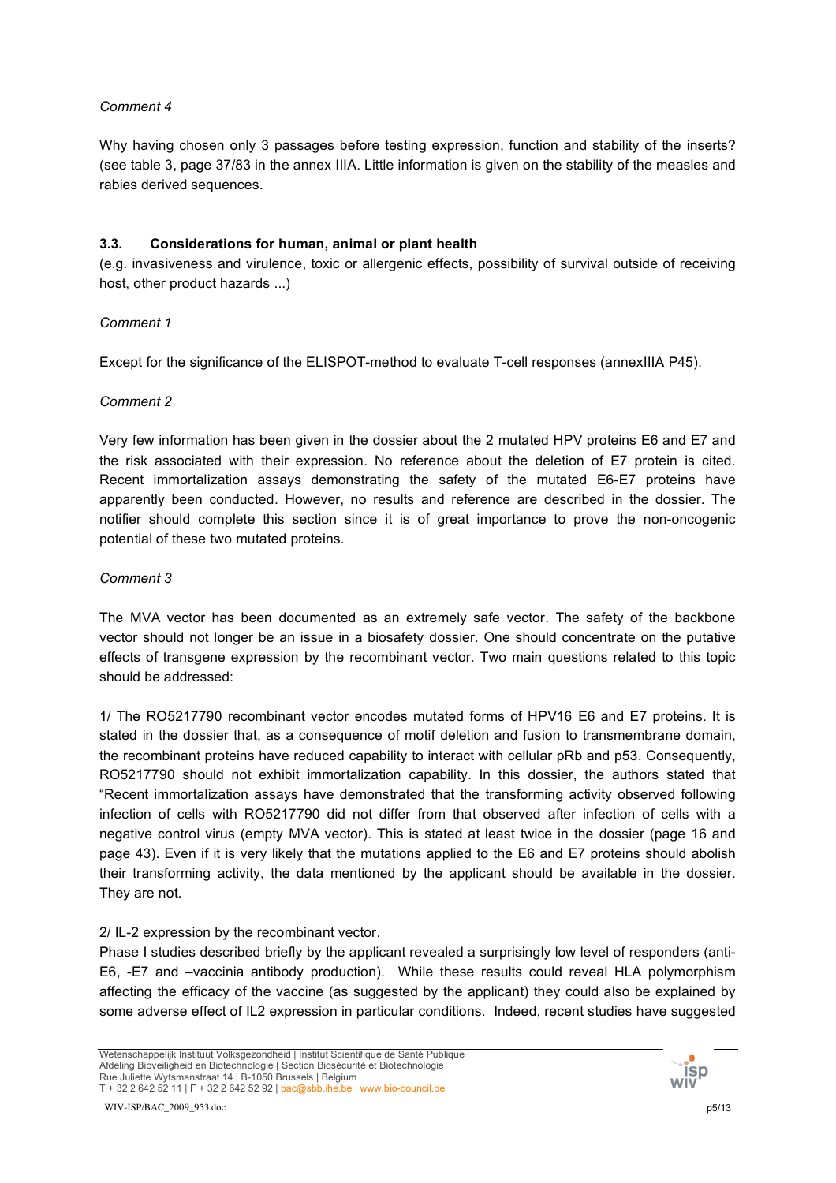*Comment 4*

Why having chosen only 3 passages before testing expression, function and stability of the inserts? (see table 3, page 37/83 in the annex IIIA. Little information is given on the stability of the measles and rabies derived sequences.

### 3.3. Considerations for human, animal or plant health

(e.g. invasiveness and virulence, toxic or allergenic effects, possibility of survival outside of receiving host, other product hazards ...)

*Comment 1*

Except for the significance of the ELISPOT-method to evaluate T-cell responses (annexIIIA P45).

*Comment 2*

Very few information has been given in the dossier about the 2 mutated HPV proteins E6 and E7 and the risk associated with their expression. No reference about the deletion of E7 protein is cited. Recent immortalization assays demonstrating the safety of the mutated E6-E7 proteins have apparently been conducted. However, no results and reference are described in the dossier. The notifier should complete this section since it is of great importance to prove the non-oncogenic potential of these two mutated proteins.

*Comment 3*

The MVA vector has been documented as an extremely safe vector. The safety of the backbone vector should not longer be an issue in a biosafety dossier. One should concentrate on the putative effects of transgene expression by the recombinant vector. Two main questions related to this topic should be addressed:

1/ The RO5217790 recombinant vector encodes mutated forms of HPV16 E6 and E7 proteins. It is stated in the dossier that, as a consequence of motif deletion and fusion to transmembrane domain, the recombinant proteins have reduced capability to interact with cellular pRb and p53. Consequently, RO5217790 should not exhibit immortalization capability. In this dossier, the authors stated that "Recent immortalization assays have demonstrated that the transforming activity observed following infection of cells with RO5217790 did not differ from that observed after infection of cells with a negative control virus (empty MVA vector). This is stated at least twice in the dossier (page 16 and page 43). Even if it is very likely that the mutations applied to the E6 and E7 proteins should abolish their transforming activity, the data mentioned by the applicant should be available in the dossier. They are not.

2/ IL-2 expression by the recombinant vector.
Phase I studies described briefly by the applicant revealed a surprisingly low level of responders (anti-E6, -E7 and –vaccinia antibody production). While these results could reveal HLA polymorphism affecting the efficacy of the vaccine (as suggested by the applicant) they could also be explained by some adverse effect of IL2 expression in particular conditions. Indeed, recent studies have suggested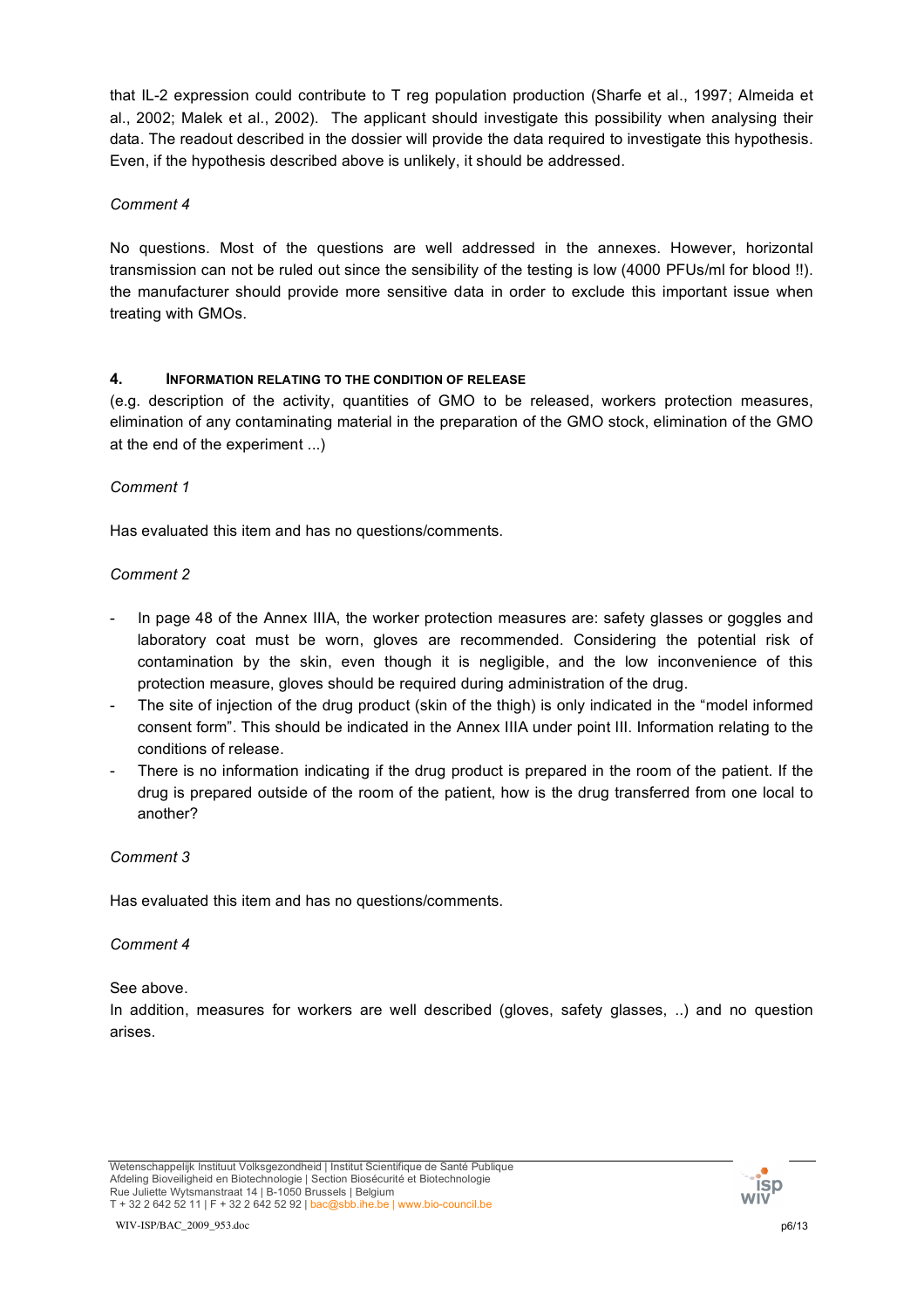that IL-2 expression could contribute to T reg population production (Sharfe et al., 1997; Almeida et al., 2002; Malek et al., 2002). The applicant should investigate this possibility when analysing their data. The readout described in the dossier will provide the data required to investigate this hypothesis. Even, if the hypothesis described above is unlikely, it should be addressed.

*Comment 4*

No questions. Most of the questions are well addressed in the annexes. However, horizontal transmission can not be ruled out since the sensibility of the testing is low (4000 PFUs/ml for blood !!). the manufacturer should provide more sensitive data in order to exclude this important issue when treating with GMOs.

#### 4. INFORMATION RELATING TO THE CONDITION OF RELEASE

(e.g. description of the activity, quantities of GMO to be released, workers protection measures, elimination of any contaminating material in the preparation of the GMO stock, elimination of the GMO at the end of the experiment ...)

*Comment 1*

Has evaluated this item and has no questions/comments.

*Comment 2*

- In page 48 of the Annex IIIA, the worker protection measures are: safety glasses or goggles and laboratory coat must be worn, gloves are recommended. Considering the potential risk of contamination by the skin, even though it is negligible, and the low inconvenience of this protection measure, gloves should be required during administration of the drug.
- The site of injection of the drug product (skin of the thigh) is only indicated in the "model informed consent form". This should be indicated in the Annex IIIA under point III. Information relating to the conditions of release.
- There is no information indicating if the drug product is prepared in the room of the patient. If the drug is prepared outside of the room of the patient, how is the drug transferred from one local to another?

*Comment 3*

Has evaluated this item and has no questions/comments.

*Comment 4*

See above.
In addition, measures for workers are well described (gloves, safety glasses, ..) and no question arises.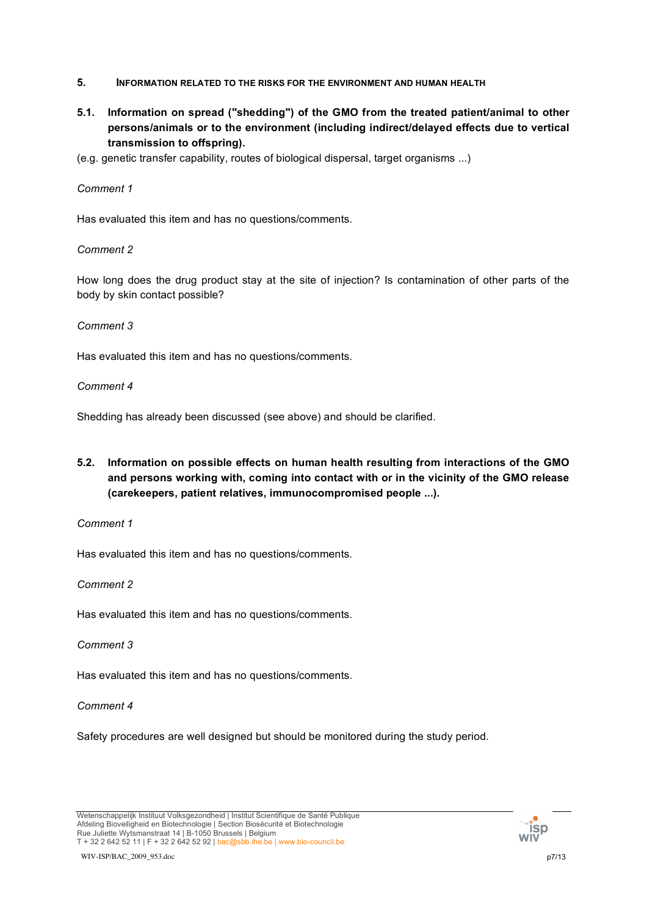## 5. INFORMATION RELATED TO THE RISKS FOR THE ENVIRONMENT AND HUMAN HEALTH

### 5.1. Information on spread ("shedding") of the GMO from the treated patient/animal to other persons/animals or to the environment (including indirect/delayed effects due to vertical transmission to offspring).

(e.g. genetic transfer capability, routes of biological dispersal, target organisms ...)

*Comment 1*

Has evaluated this item and has no questions/comments.

*Comment 2*

How long does the drug product stay at the site of injection? Is contamination of other parts of the body by skin contact possible?

*Comment 3*

Has evaluated this item and has no questions/comments.

*Comment 4*

Shedding has already been discussed (see above) and should be clarified.

### 5.2. Information on possible effects on human health resulting from interactions of the GMO and persons working with, coming into contact with or in the vicinity of the GMO release (carekeepers, patient relatives, immunocompromised people ...).

*Comment 1*

Has evaluated this item and has no questions/comments.

*Comment 2*

Has evaluated this item and has no questions/comments.

*Comment 3*

Has evaluated this item and has no questions/comments.

*Comment 4*

Safety procedures are well designed but should be monitored during the study period.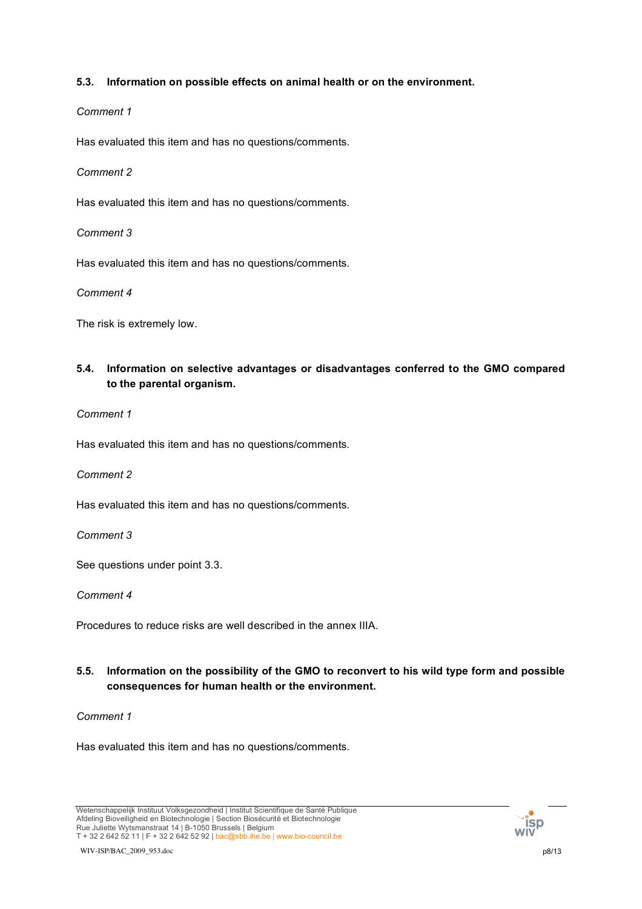### 5.3. Information on possible effects on animal health or on the environment.

*Comment 1*

Has evaluated this item and has no questions/comments.

*Comment 2*

Has evaluated this item and has no questions/comments.

*Comment 3*

Has evaluated this item and has no questions/comments.

*Comment 4*

The risk is extremely low.

### 5.4. Information on selective advantages or disadvantages conferred to the GMO compared to the parental organism.

*Comment 1*

Has evaluated this item and has no questions/comments.

*Comment 2*

Has evaluated this item and has no questions/comments.

*Comment 3*

See questions under point 3.3.

*Comment 4*

Procedures to reduce risks are well described in the annex IIIA.

### 5.5. Information on the possibility of the GMO to reconvert to his wild type form and possible consequences for human health or the environment.

*Comment 1*

Has evaluated this item and has no questions/comments.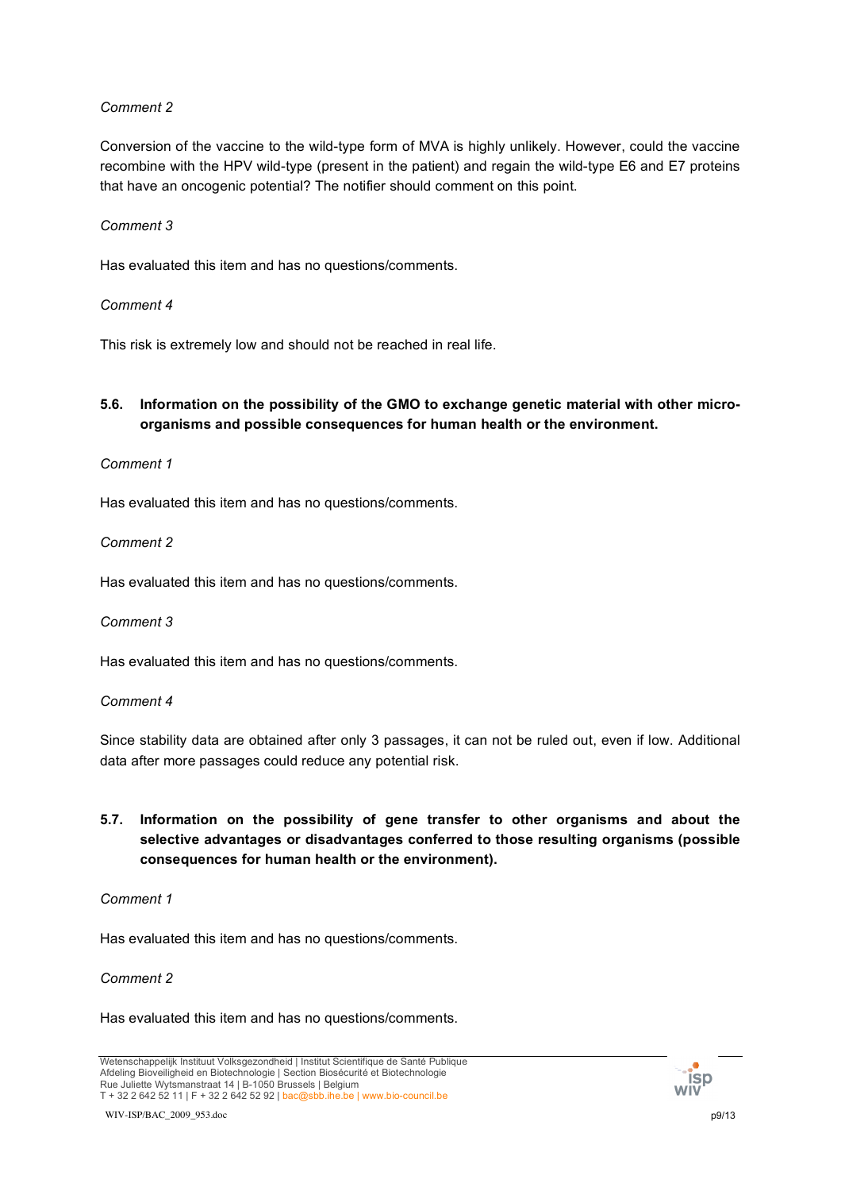*Comment 2*

Conversion of the vaccine to the wild-type form of MVA is highly unlikely. However, could the vaccine recombine with the HPV wild-type (present in the patient) and regain the wild-type E6 and E7 proteins that have an oncogenic potential? The notifier should comment on this point.

*Comment 3*

Has evaluated this item and has no questions/comments.

*Comment 4*

This risk is extremely low and should not be reached in real life.

### 5.6. Information on the possibility of the GMO to exchange genetic material with other micro-organisms and possible consequences for human health or the environment.

*Comment 1*

Has evaluated this item and has no questions/comments.

*Comment 2*

Has evaluated this item and has no questions/comments.

*Comment 3*

Has evaluated this item and has no questions/comments.

*Comment 4*

Since stability data are obtained after only 3 passages, it can not be ruled out, even if low. Additional data after more passages could reduce any potential risk.

### 5.7. Information on the possibility of gene transfer to other organisms and about the selective advantages or disadvantages conferred to those resulting organisms (possible consequences for human health or the environment).

*Comment 1*

Has evaluated this item and has no questions/comments.

*Comment 2*

Has evaluated this item and has no questions/comments.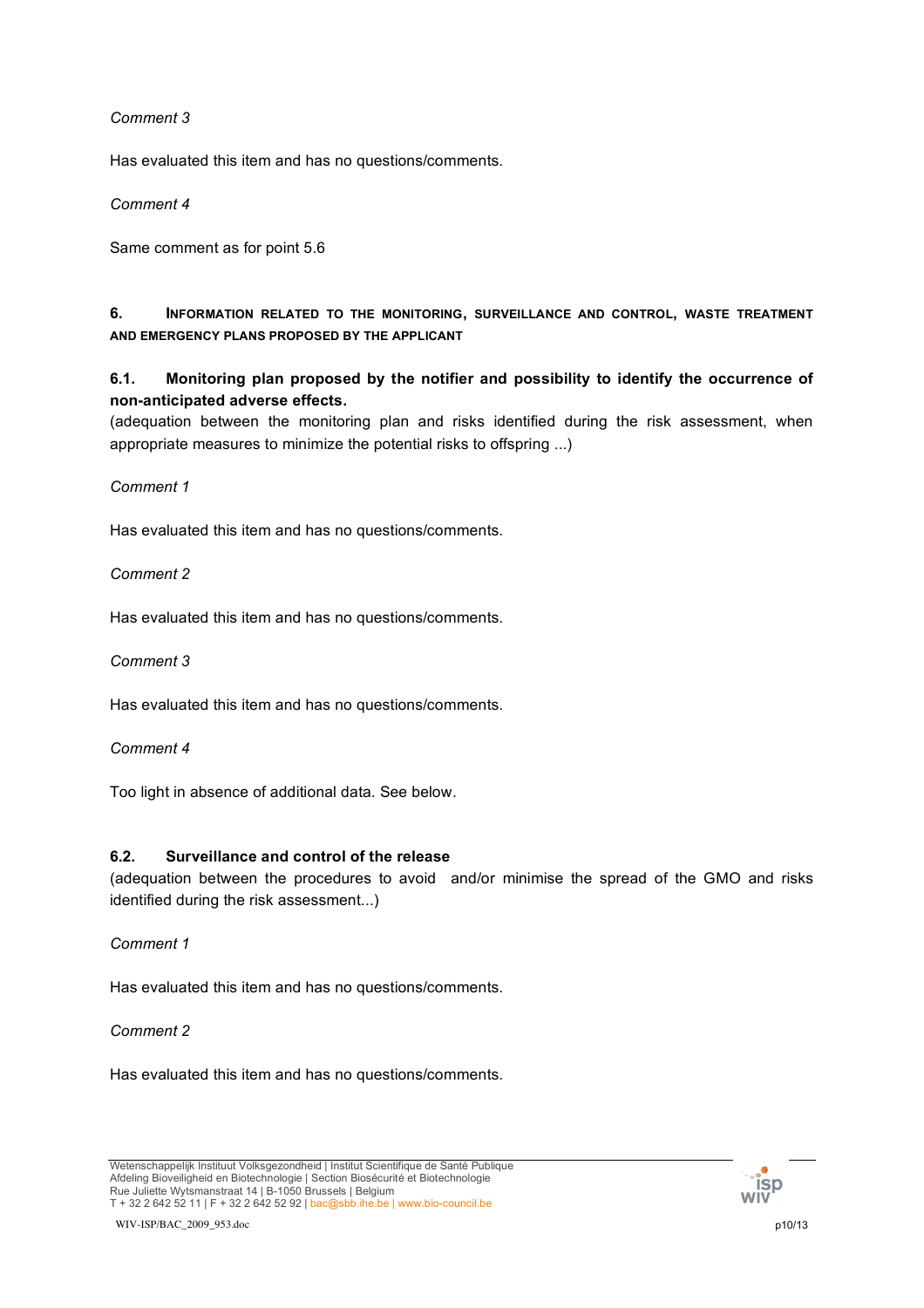*Comment 3*

Has evaluated this item and has no questions/comments.

*Comment 4*

Same comment as for point 5.6

## 6. Information related to the monitoring, surveillance and control, waste treatment and emergency plans proposed by the applicant

### 6.1. Monitoring plan proposed by the notifier and possibility to identify the occurrence of non-anticipated adverse effects.

(adequation between the monitoring plan and risks identified during the risk assessment, when appropriate measures to minimize the potential risks to offspring ...)

*Comment 1*

Has evaluated this item and has no questions/comments.

*Comment 2*

Has evaluated this item and has no questions/comments.

*Comment 3*

Has evaluated this item and has no questions/comments.

*Comment 4*

Too light in absence of additional data. See below.

### 6.2. Surveillance and control of the release

(adequation between the procedures to avoid and/or minimise the spread of the GMO and risks identified during the risk assessment...)

*Comment 1*

Has evaluated this item and has no questions/comments.

*Comment 2*

Has evaluated this item and has no questions/comments.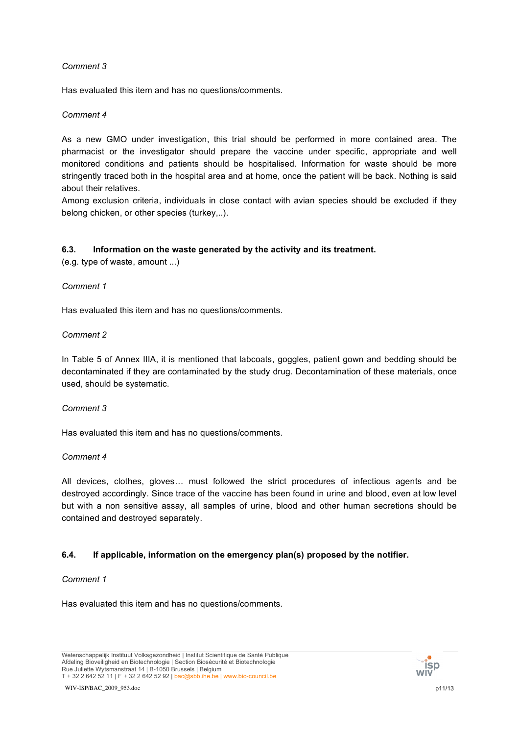*Comment 3*

Has evaluated this item and has no questions/comments.

*Comment 4*

As a new GMO under investigation, this trial should be performed in more contained area. The pharmacist or the investigator should prepare the vaccine under specific, appropriate and well monitored conditions and patients should be hospitalised. Information for waste should be more stringently traced both in the hospital area and at home, once the patient will be back. Nothing is said about their relatives.

Among exclusion criteria, individuals in close contact with avian species should be excluded if they belong chicken, or other species (turkey,..).

### 6.3. Information on the waste generated by the activity and its treatment.

(e.g. type of waste, amount ...)

*Comment 1*

Has evaluated this item and has no questions/comments.

*Comment 2*

In Table 5 of Annex IIIA, it is mentioned that labcoats, goggles, patient gown and bedding should be decontaminated if they are contaminated by the study drug. Decontamination of these materials, once used, should be systematic.

*Comment 3*

Has evaluated this item and has no questions/comments.

*Comment 4*

All devices, clothes, gloves… must followed the strict procedures of infectious agents and be destroyed accordingly. Since trace of the vaccine has been found in urine and blood, even at low level but with a non sensitive assay, all samples of urine, blood and other human secretions should be contained and destroyed separately.

### 6.4. If applicable, information on the emergency plan(s) proposed by the notifier.

*Comment 1*

Has evaluated this item and has no questions/comments.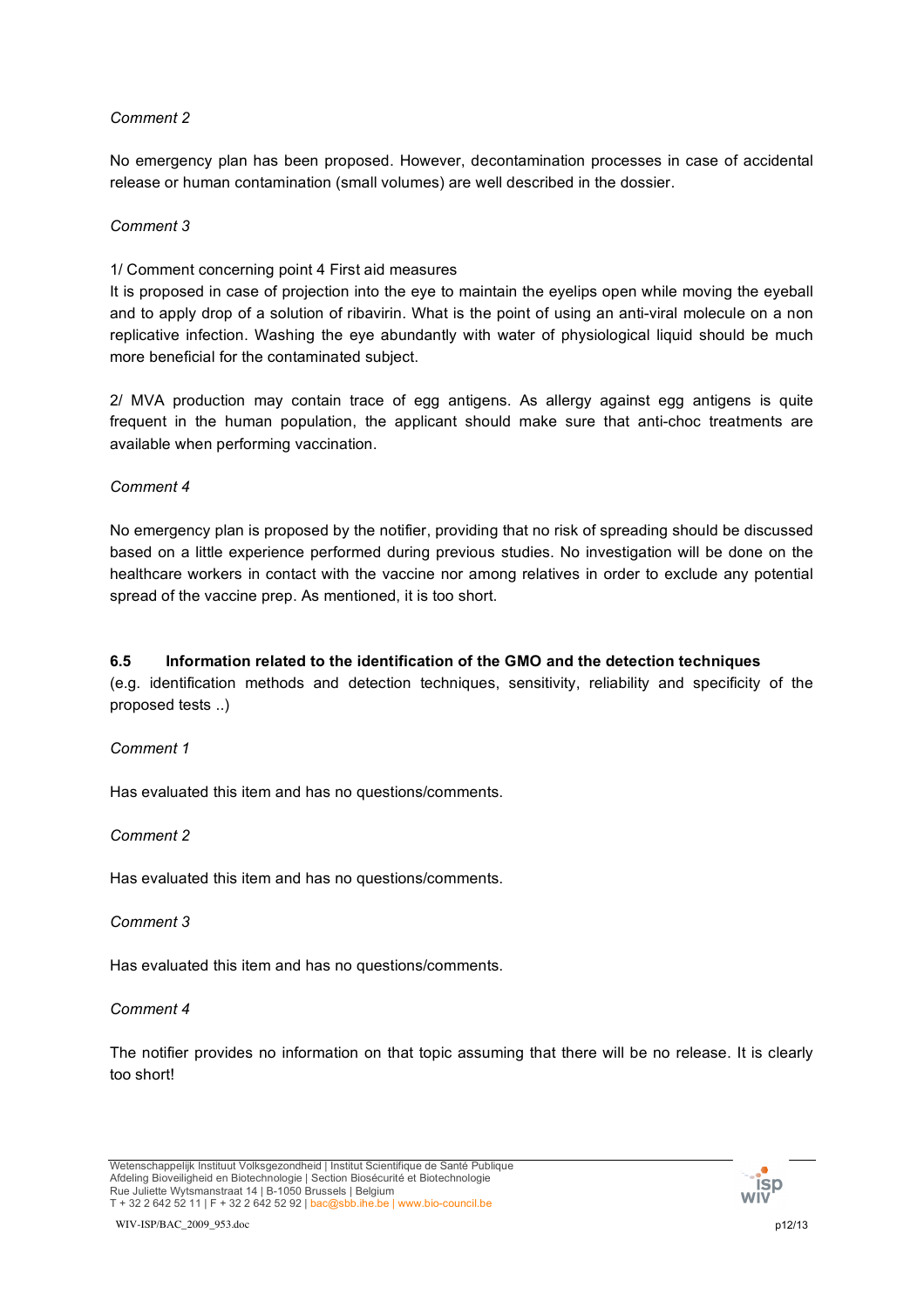*Comment 2*

No emergency plan has been proposed. However, decontamination processes in case of accidental release or human contamination (small volumes) are well described in the dossier.

*Comment 3*

1/ Comment concerning point 4 First aid measures
It is proposed in case of projection into the eye to maintain the eyelips open while moving the eyeball and to apply drop of a solution of ribavirin. What is the point of using an anti-viral molecule on a non replicative infection. Washing the eye abundantly with water of physiological liquid should be much more beneficial for the contaminated subject.

2/ MVA production may contain trace of egg antigens. As allergy against egg antigens is quite frequent in the human population, the applicant should make sure that anti-choc treatments are available when performing vaccination.

*Comment 4*

No emergency plan is proposed by the notifier, providing that no risk of spreading should be discussed based on a little experience performed during previous studies. No investigation will be done on the healthcare workers in contact with the vaccine nor among relatives in order to exclude any potential spread of the vaccine prep. As mentioned, it is too short.

### 6.5 Information related to the identification of the GMO and the detection techniques

(e.g. identification methods and detection techniques, sensitivity, reliability and specificity of the proposed tests ..)

*Comment 1*

Has evaluated this item and has no questions/comments.

*Comment 2*

Has evaluated this item and has no questions/comments.

*Comment 3*

Has evaluated this item and has no questions/comments.

*Comment 4*

The notifier provides no information on that topic assuming that there will be no release. It is clearly too short!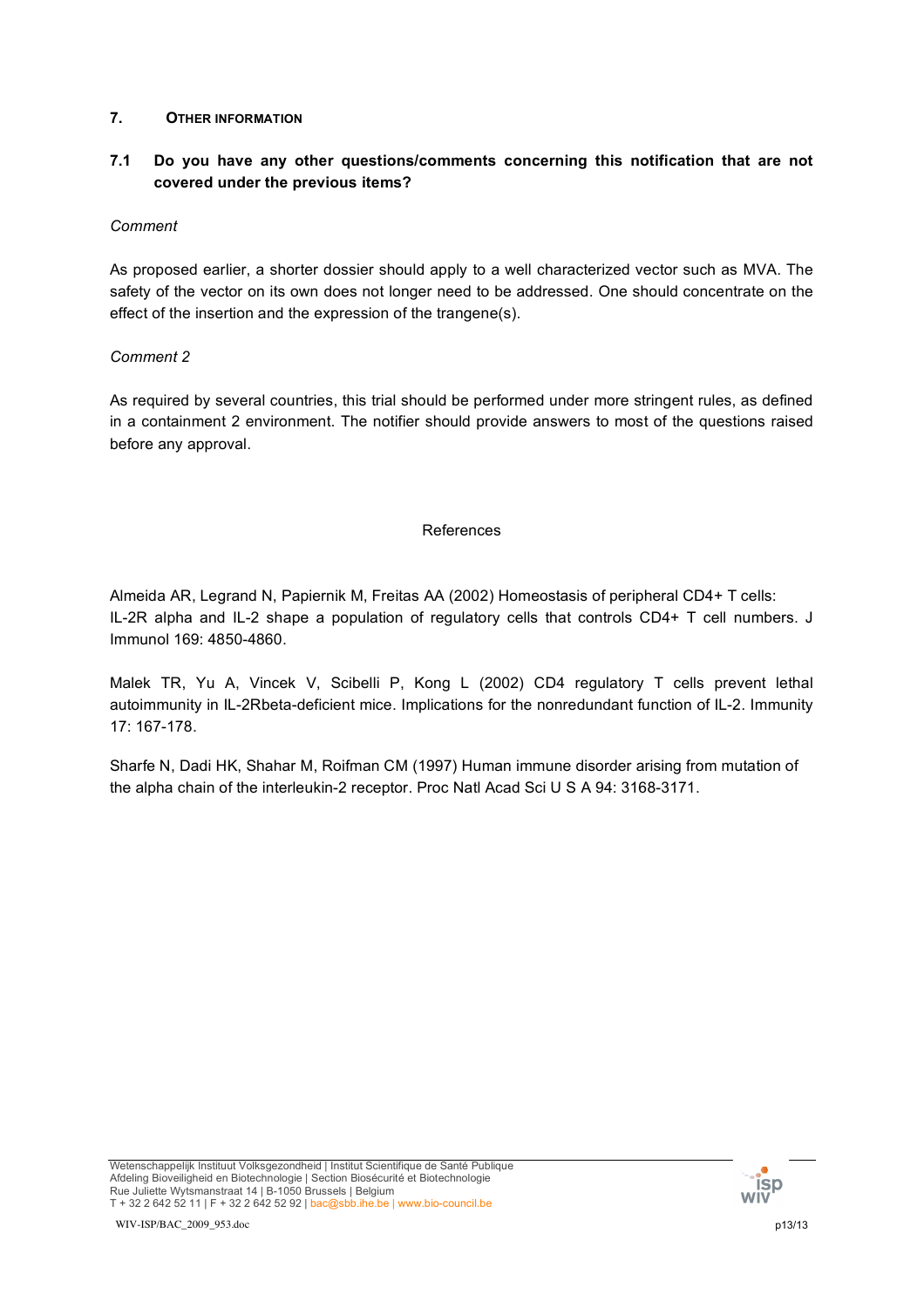## 7. OTHER INFORMATION

### 7.1 Do you have any other questions/comments concerning this notification that are not covered under the previous items?

*Comment*

As proposed earlier, a shorter dossier should apply to a well characterized vector such as MVA. The safety of the vector on its own does not longer need to be addressed. One should concentrate on the effect of the insertion and the expression of the trangene(s).

*Comment 2*

As required by several countries, this trial should be performed under more stringent rules, as defined in a containment 2 environment. The notifier should provide answers to most of the questions raised before any approval.

References

Almeida AR, Legrand N, Papiernik M, Freitas AA (2002) Homeostasis of peripheral CD4+ T cells: IL-2R alpha and IL-2 shape a population of regulatory cells that controls CD4+ T cell numbers. J Immunol 169: 4850-4860.

Malek TR, Yu A, Vincek V, Scibelli P, Kong L (2002) CD4 regulatory T cells prevent lethal autoimmunity in IL-2Rbeta-deficient mice. Implications for the nonredundant function of IL-2. Immunity 17: 167-178.

Sharfe N, Dadi HK, Shahar M, Roifman CM (1997) Human immune disorder arising from mutation of the alpha chain of the interleukin-2 receptor. Proc Natl Acad Sci U S A 94: 3168-3171.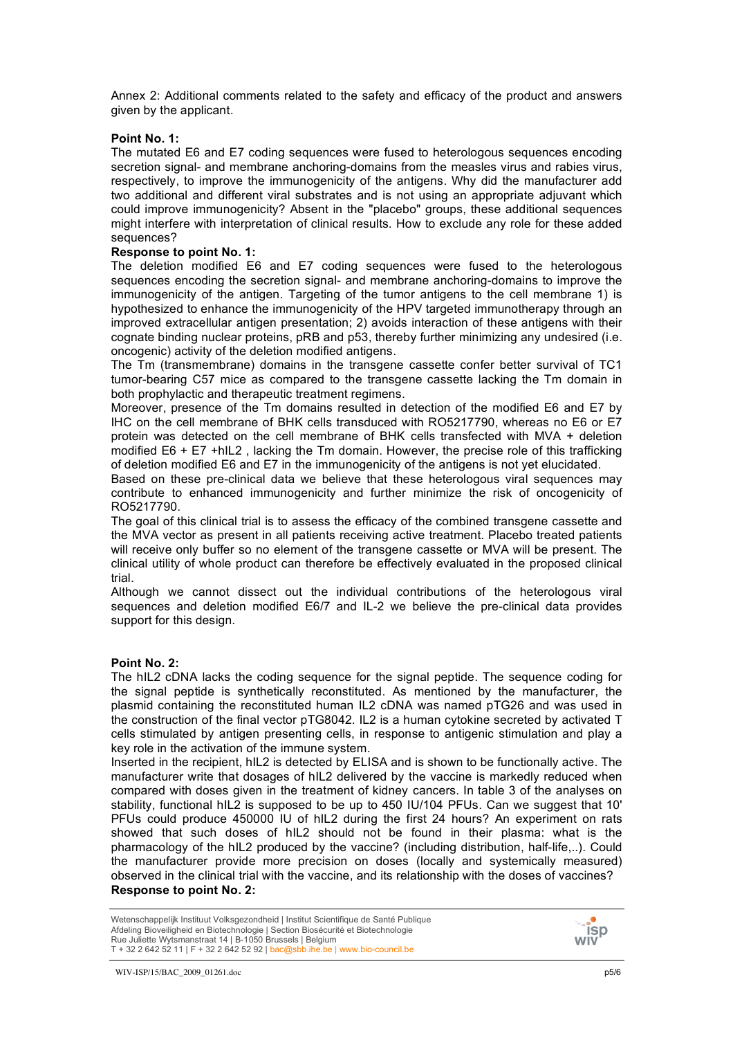Annex 2: Additional comments related to the safety and efficacy of the product and answers given by the applicant.

**Point No. 1:**

The mutated E6 and E7 coding sequences were fused to heterologous sequences encoding secretion signal- and membrane anchoring-domains from the measles virus and rabies virus, respectively, to improve the immunogenicity of the antigens. Why did the manufacturer add two additional and different viral substrates and is not using an appropriate adjuvant which could improve immunogenicity? Absent in the "placebo" groups, these additional sequences might interfere with interpretation of clinical results. How to exclude any role for these added sequences?

**Response to point No. 1:**

The deletion modified E6 and E7 coding sequences were fused to the heterologous sequences encoding the secretion signal- and membrane anchoring-domains to improve the immunogenicity of the antigen. Targeting of the tumor antigens to the cell membrane 1) is hypothesized to enhance the immunogenicity of the HPV targeted immunotherapy through an improved extracellular antigen presentation; 2) avoids interaction of these antigens with their cognate binding nuclear proteins, pRB and p53, thereby further minimizing any undesired (i.e. oncogenic) activity of the deletion modified antigens.

The Tm (transmembrane) domains in the transgene cassette confer better survival of TC1 tumor-bearing C57 mice as compared to the transgene cassette lacking the Tm domain in both prophylactic and therapeutic treatment regimens.

Moreover, presence of the Tm domains resulted in detection of the modified E6 and E7 by IHC on the cell membrane of BHK cells transduced with RO5217790, whereas no E6 or E7 protein was detected on the cell membrane of BHK cells transfected with MVA + deletion modified E6 + E7 +hIL2 , lacking the Tm domain. However, the precise role of this trafficking of deletion modified E6 and E7 in the immunogenicity of the antigens is not yet elucidated.

Based on these pre-clinical data we believe that these heterologous viral sequences may contribute to enhanced immunogenicity and further minimize the risk of oncogenicity of RO5217790.

The goal of this clinical trial is to assess the efficacy of the combined transgene cassette and the MVA vector as present in all patients receiving active treatment. Placebo treated patients will receive only buffer so no element of the transgene cassette or MVA will be present. The clinical utility of whole product can therefore be effectively evaluated in the proposed clinical trial.

Although we cannot dissect out the individual contributions of the heterologous viral sequences and deletion modified E6/7 and IL-2 we believe the pre-clinical data provides support for this design.

**Point No. 2:**

The hIL2 cDNA lacks the coding sequence for the signal peptide. The sequence coding for the signal peptide is synthetically reconstituted. As mentioned by the manufacturer, the plasmid containing the reconstituted human IL2 cDNA was named pTG26 and was used in the construction of the final vector pTG8042. IL2 is a human cytokine secreted by activated T cells stimulated by antigen presenting cells, in response to antigenic stimulation and play a key role in the activation of the immune system.

Inserted in the recipient, hIL2 is detected by ELISA and is shown to be functionally active. The manufacturer write that dosages of hIL2 delivered by the vaccine is markedly reduced when compared with doses given in the treatment of kidney cancers. In table 3 of the analyses on stability, functional hIL2 is supposed to be up to 450 IU/104 PFUs. Can we suggest that 10' PFUs could produce 450000 IU of hIL2 during the first 24 hours? An experiment on rats showed that such doses of hIL2 should not be found in their plasma: what is the pharmacology of the hIL2 produced by the vaccine? (including distribution, half-life,..). Could the manufacturer provide more precision on doses (locally and systemically measured) observed in the clinical trial with the vaccine, and its relationship with the doses of vaccines?

**Response to point No. 2:**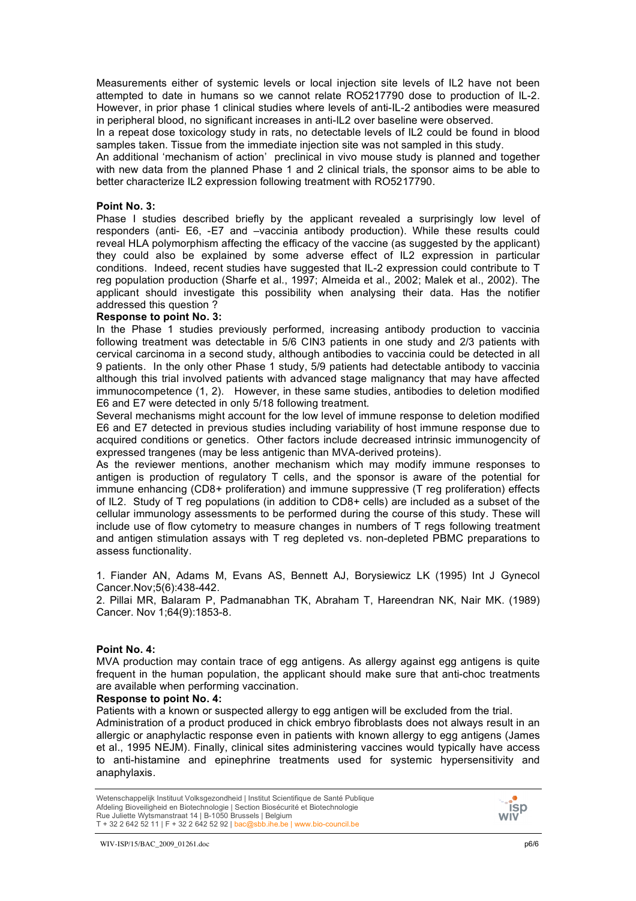Measurements either of systemic levels or local injection site levels of IL2 have not been attempted to date in humans so we cannot relate RO5217790 dose to production of IL-2. However, in prior phase 1 clinical studies where levels of anti-IL-2 antibodies were measured in peripheral blood, no significant increases in anti-IL2 over baseline were observed.

In a repeat dose toxicology study in rats, no detectable levels of IL2 could be found in blood samples taken. Tissue from the immediate injection site was not sampled in this study.

An additional 'mechanism of action' preclinical in vivo mouse study is planned and together with new data from the planned Phase 1 and 2 clinical trials, the sponsor aims to be able to better characterize IL2 expression following treatment with RO5217790.

**Point No. 3:**

Phase I studies described briefly by the applicant revealed a surprisingly low level of responders (anti- E6, -E7 and –vaccinia antibody production). While these results could reveal HLA polymorphism affecting the efficacy of the vaccine (as suggested by the applicant) they could also be explained by some adverse effect of IL2 expression in particular conditions. Indeed, recent studies have suggested that IL-2 expression could contribute to T reg population production (Sharfe et al., 1997; Almeida et al., 2002; Malek et al., 2002). The applicant should investigate this possibility when analysing their data. Has the notifier addressed this question ?

**Response to point No. 3:**

In the Phase 1 studies previously performed, increasing antibody production to vaccinia following treatment was detectable in 5/6 CIN3 patients in one study and 2/3 patients with cervical carcinoma in a second study, although antibodies to vaccinia could be detected in all 9 patients. In the only other Phase 1 study, 5/9 patients had detectable antibody to vaccinia although this trial involved patients with advanced stage malignancy that may have affected immunocompetence (1, 2). However, in these same studies, antibodies to deletion modified E6 and E7 were detected in only 5/18 following treatment.

Several mechanisms might account for the low level of immune response to deletion modified E6 and E7 detected in previous studies including variability of host immune response due to acquired conditions or genetics. Other factors include decreased intrinsic immunogencity of expressed trangenes (may be less antigenic than MVA-derived proteins).

As the reviewer mentions, another mechanism which may modify immune responses to antigen is production of regulatory T cells, and the sponsor is aware of the potential for immune enhancing (CD8+ proliferation) and immune suppressive (T reg proliferation) effects of IL2. Study of T reg populations (in addition to CD8+ cells) are included as a subset of the cellular immunology assessments to be performed during the course of this study. These will include use of flow cytometry to measure changes in numbers of T regs following treatment and antigen stimulation assays with T reg depleted vs. non-depleted PBMC preparations to assess functionality.

1. Fiander AN, Adams M, Evans AS, Bennett AJ, Borysiewicz LK (1995) Int J Gynecol Cancer.Nov;5(6):438-442.
2. Pillai MR, Balaram P, Padmanabhan TK, Abraham T, Hareendran NK, Nair MK. (1989) Cancer. Nov 1;64(9):1853-8.

**Point No. 4:**

MVA production may contain trace of egg antigens. As allergy against egg antigens is quite frequent in the human population, the applicant should make sure that anti-choc treatments are available when performing vaccination.

**Response to point No. 4:**

Patients with a known or suspected allergy to egg antigen will be excluded from the trial.

Administration of a product produced in chick embryo fibroblasts does not always result in an allergic or anaphylactic response even in patients with known allergy to egg antigens (James et al., 1995 NEJM). Finally, clinical sites administering vaccines would typically have access to anti-histamine and epinephrine treatments used for systemic hypersensitivity and anaphylaxis.